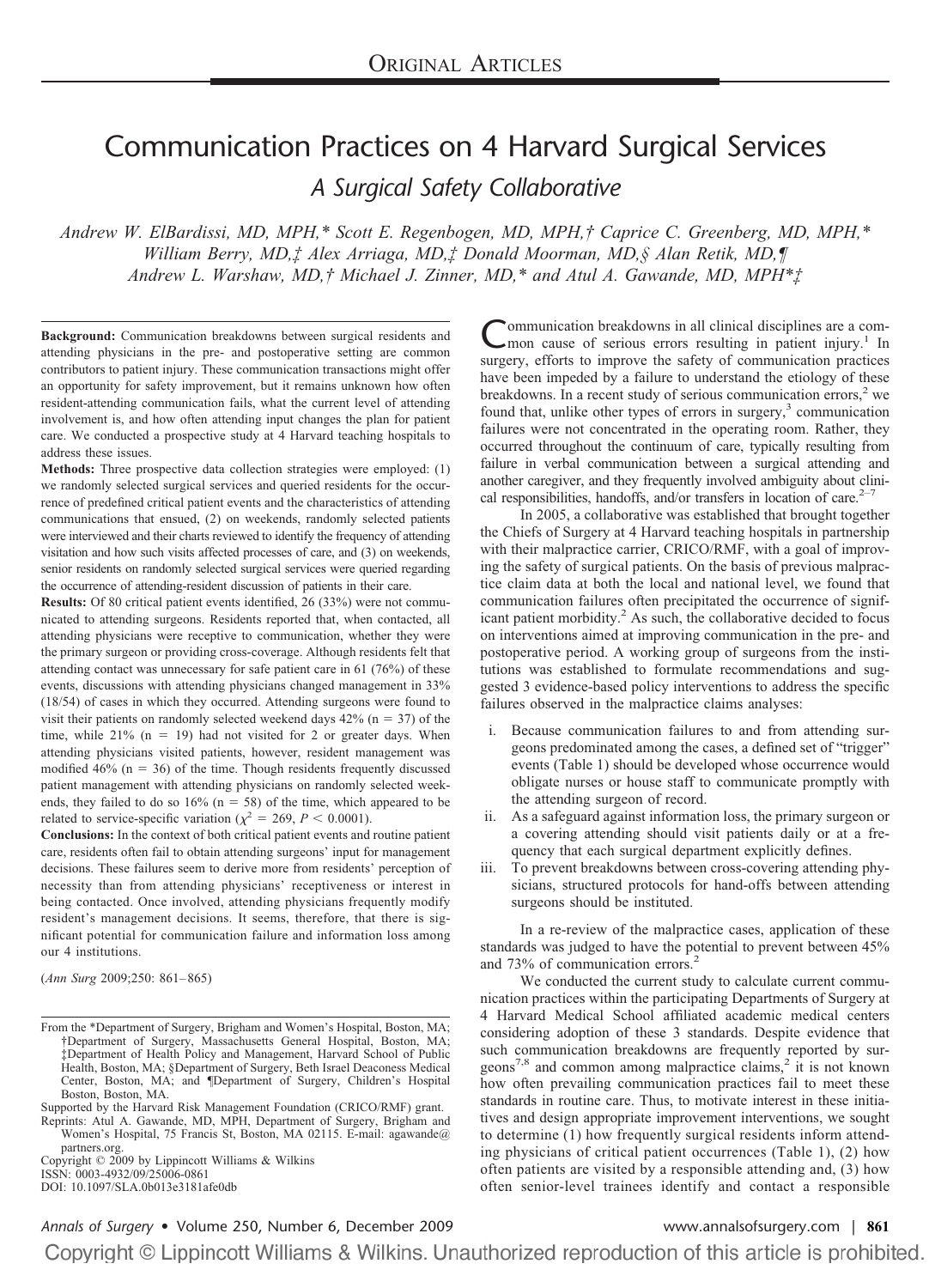ORIGINAL ARTICLES

# Communication Practices on 4 Harvard Surgical Services

## A Surgical Safety Collaborative

*Andrew W. ElBardissi, MD, MPH,\* Scott E. Regenbogen, MD, MPH,† Caprice C. Greenberg, MD, MPH,\* William Berry, MD,‡ Alex Arriaga, MD,‡ Donald Moorman, MD,§ Alan Retik, MD,¶ Andrew L. Warshaw, MD,† Michael J. Zinner, MD,\* and Atul A. Gawande, MD, MPH\*‡*

**Background:** Communication breakdowns between surgical residents and attending physicians in the pre- and postoperative setting are common contributors to patient injury. These communication transactions might offer an opportunity for safety improvement, but it remains unknown how often resident-attending communication fails, what the current level of attending involvement is, and how often attending input changes the plan for patient care. We conducted a prospective study at 4 Harvard teaching hospitals to address these issues.

**Methods:** Three prospective data collection strategies were employed: (1) we randomly selected surgical services and queried residents for the occurrence of predefined critical patient events and the characteristics of attending communications that ensued, (2) on weekends, randomly selected patients were interviewed and their charts reviewed to identify the frequency of attending visitation and how such visits affected processes of care, and (3) on weekends, senior residents on randomly selected surgical services were queried regarding the occurrence of attending-resident discussion of patients in their care.

**Results:** Of 80 critical patient events identified, 26 (33%) were not communicated to attending surgeons. Residents reported that, when contacted, all attending physicians were receptive to communication, whether they were the primary surgeon or providing cross-coverage. Although residents felt that attending contact was unnecessary for safe patient care in 61 (76%) of these events, discussions with attending physicians changed management in 33% (18/54) of cases in which they occurred. Attending surgeons were found to visit their patients on randomly selected weekend days 42% ($n = 37$) of the time, while 21% ($n = 19$) had not visited for 2 or greater days. When attending physicians visited patients, however, resident management was modified 46% ($n = 36$) of the time. Though residents frequently discussed patient management with attending physicians on randomly selected weekends, they failed to do so 16% ($n = 58$) of the time, which appeared to be related to service-specific variation ($\chi^2 = 269$, $P < 0.0001$).

**Conclusions:** In the context of both critical patient events and routine patient care, residents often fail to obtain attending surgeons' input for management decisions. These failures seem to derive more from residents' perception of necessity than from attending physicians' receptiveness or interest in being contacted. Once involved, attending physicians frequently modify resident's management decisions. It seems, therefore, that there is significant potential for communication failure and information loss among our 4 institutions.

(*Ann Surg* 2009;250: 861–865)

From the \*Department of Surgery, Brigham and Women's Hospital, Boston, MA; †Department of Surgery, Massachusetts General Hospital, Boston, MA; ‡Department of Health Policy and Management, Harvard School of Public Health, Boston, MA; §Department of Surgery, Beth Israel Deaconess Medical Center, Boston, MA; and ¶Department of Surgery, Children's Hospital Boston, Boston, MA.

Supported by the Harvard Risk Management Foundation (CRICO/RMF) grant.

Reprints: Atul A. Gawande, MD, MPH, Department of Surgery, Brigham and Women's Hospital, 75 Francis St, Boston, MA 02115. E-mail: agawande@partners.org.

Copyright © 2009 by Lippincott Williams & Wilkins

ISSN: 0003-4932/09/25006-0861

DOI: 10.1097/SLA.0b013e3181afe0db

Communication breakdowns in all clinical disciplines are a common cause of serious errors resulting in patient injury.[1] In surgery, efforts to improve the safety of communication practices have been impeded by a failure to understand the etiology of these breakdowns. In a recent study of serious communication errors,[2] we found that, unlike other types of errors in surgery,[3] communication failures were not concentrated in the operating room. Rather, they occurred throughout the continuum of care, typically resulting from failure in verbal communication between a surgical attending and another caregiver, and they frequently involved ambiguity about clinical responsibilities, handoffs, and/or transfers in location of care.[2–7]

In 2005, a collaborative was established that brought together the Chiefs of Surgery at 4 Harvard teaching hospitals in partnership with their malpractice carrier, CRICO/RMF, with a goal of improving the safety of surgical patients. On the basis of previous malpractice claim data at both the local and national level, we found that communication failures often precipitated the occurrence of significant patient morbidity.[2] As such, the collaborative decided to focus on interventions aimed at improving communication in the pre- and postoperative period. A working group of surgeons from the institutions was established to formulate recommendations and suggested 3 evidence-based policy interventions to address the specific failures observed in the malpractice claims analyses:

i. Because communication failures to and from attending surgeons predominated among the cases, a defined set of "trigger" events (Table 1) should be developed whose occurrence would obligate nurses or house staff to communicate promptly with the attending surgeon of record.
ii. As a safeguard against information loss, the primary surgeon or a covering attending should visit patients daily or at a frequency that each surgical department explicitly defines.
iii. To prevent breakdowns between cross-covering attending physicians, structured protocols for hand-offs between attending surgeons should be instituted.

In a re-review of the malpractice cases, application of these standards was judged to have the potential to prevent between 45% and 73% of communication errors.[2]

We conducted the current study to calculate current communication practices within the participating Departments of Surgery at 4 Harvard Medical School affiliated academic medical centers considering adoption of these 3 standards. Despite evidence that such communication breakdowns are frequently reported by surgeons[7,8] and common among malpractice claims,[2] it is not known how often prevailing communication practices fail to meet these standards in routine care. Thus, to motivate interest in these initiatives and design appropriate improvement interventions, we sought to determine (1) how frequently surgical residents inform attending physicians of critical patient occurrences (Table 1), (2) how often patients are visited by a responsible attending and, (3) how often senior-level trainees identify and contact a responsible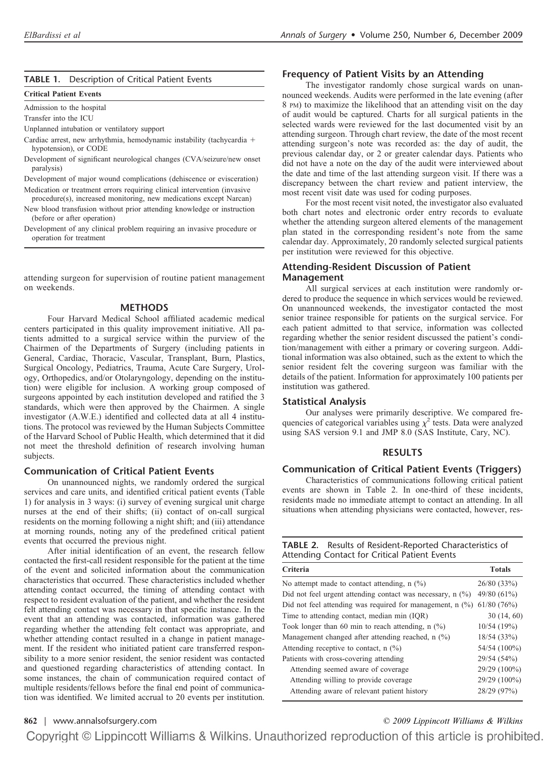**TABLE 1.** Description of Critical Patient Events

| Critical Patient Events |
|---|
| Admission to the hospital |
| Transfer into the ICU |
| Unplanned intubation or ventilatory support |
| Cardiac arrest, new arrhythmia, hemodynamic instability (tachycardia + hypotension), or CODE |
| Development of significant neurological changes (CVA/seizure/new onset paralysis) |
| Development of major wound complications (dehiscence or evisceration) |
| Medication or treatment errors requiring clinical intervention (invasive procedure(s), increased monitoring, new medications except Narcan) |
| New blood transfusion without prior attending knowledge or instruction (before or after operation) |
| Development of any clinical problem requiring an invasive procedure or operation for treatment |

attending surgeon for supervision of routine patient management on weekends.

## METHODS

Four Harvard Medical School affiliated academic medical centers participated in this quality improvement initiative. All patients admitted to a surgical service within the purview of the Chairmen of the Departments of Surgery (including patients in General, Cardiac, Thoracic, Vascular, Transplant, Burn, Plastics, Surgical Oncology, Pediatrics, Trauma, Acute Care Surgery, Urology, Orthopedics, and/or Otolaryngology, depending on the institution) were eligible for inclusion. A working group composed of surgeons appointed by each institution developed and ratified the 3 standards, which were then approved by the Chairmen. A single investigator (A.W.E.) identified and collected data at all 4 institutions. The protocol was reviewed by the Human Subjects Committee of the Harvard School of Public Health, which determined that it did not meet the threshold definition of research involving human subjects.

### Communication of Critical Patient Events

On unannounced nights, we randomly ordered the surgical services and care units, and identified critical patient events (Table 1) for analysis in 3 ways: (i) survey of evening surgical unit charge nurses at the end of their shifts; (ii) contact of on-call surgical residents on the morning following a night shift; and (iii) attendance at morning rounds, noting any of the predefined critical patient events that occurred the previous night.

After initial identification of an event, the research fellow contacted the first-call resident responsible for the patient at the time of the event and solicited information about the communication characteristics that occurred. These characteristics included whether attending contact occurred, the timing of attending contact with respect to resident evaluation of the patient, and whether the resident felt attending contact was necessary in that specific instance. In the event that an attending was contacted, information was gathered regarding whether the attending felt contact was appropriate, and whether attending contact resulted in a change in patient management. If the resident who initiated patient care transferred responsibility to a more senior resident, the senior resident was contacted and questioned regarding characteristics of attending contact. In some instances, the chain of communication required contact of multiple residents/fellows before the final end point of communication was identified. We limited accrual to 20 events per institution.

### Frequency of Patient Visits by an Attending

The investigator randomly chose surgical wards on unannounced weekends. Audits were performed in the late evening (after 8 PM) to maximize the likelihood that an attending visit on the day of audit would be captured. Charts for all surgical patients in the selected wards were reviewed for the last documented visit by an attending surgeon. Through chart review, the date of the most recent attending surgeon's note was recorded as: the day of audit, the previous calendar day, or 2 or greater calendar days. Patients who did not have a note on the day of the audit were interviewed about the date and time of the last attending surgeon visit. If there was a discrepancy between the chart review and patient interview, the most recent visit date was used for coding purposes.

For the most recent visit noted, the investigator also evaluated both chart notes and electronic order entry records to evaluate whether the attending surgeon altered elements of the management plan stated in the corresponding resident's note from the same calendar day. Approximately, 20 randomly selected surgical patients per institution were reviewed for this objective.

### Attending-Resident Discussion of Patient Management

All surgical services at each institution were randomly ordered to produce the sequence in which services would be reviewed. On unannounced weekends, the investigator contacted the most senior trainee responsible for patients on the surgical service. For each patient admitted to that service, information was collected regarding whether the senior resident discussed the patient's condition/management with either a primary or covering surgeon. Additional information was also obtained, such as the extent to which the senior resident felt the covering surgeon was familiar with the details of the patient. Information for approximately 100 patients per institution was gathered.

### Statistical Analysis

Our analyses were primarily descriptive. We compared frequencies of categorical variables using $\chi^2$ tests. Data were analyzed using SAS version 9.1 and JMP 8.0 (SAS Institute, Cary, NC).

## RESULTS

### Communication of Critical Patient Events (Triggers)

Characteristics of communications following critical patient events are shown in Table 2. In one-third of these incidents, residents made no immediate attempt to contact an attending. In all situations when attending physicians were contacted, however, res-

**TABLE 2.** Results of Resident-Reported Characteristics of Attending Contact for Critical Patient Events

| Criteria | Totals |
|---|---|
| No attempt made to contact attending, n (%) | 26/80 (33%) |
| Did not feel urgent attending contact was necessary, n (%) | 49/80 (61%) |
| Did not feel attending was required for management, n (%) | 61/80 (76%) |
| Time to attending contact, median min (IQR) | 30 (14, 60) |
| Took longer than 60 min to reach attending, n (%) | 10/54 (19%) |
| Management changed after attending reached, n (%) | 18/54 (33%) |
| Attending receptive to contact, n (%) | 54/54 (100%) |
| Patients with cross-covering attending | 29/54 (54%) |
| Attending seemed aware of coverage | 29/29 (100%) |
| Attending willing to provide coverage | 29/29 (100%) |
| Attending aware of relevant patient history | 28/29 (97%) |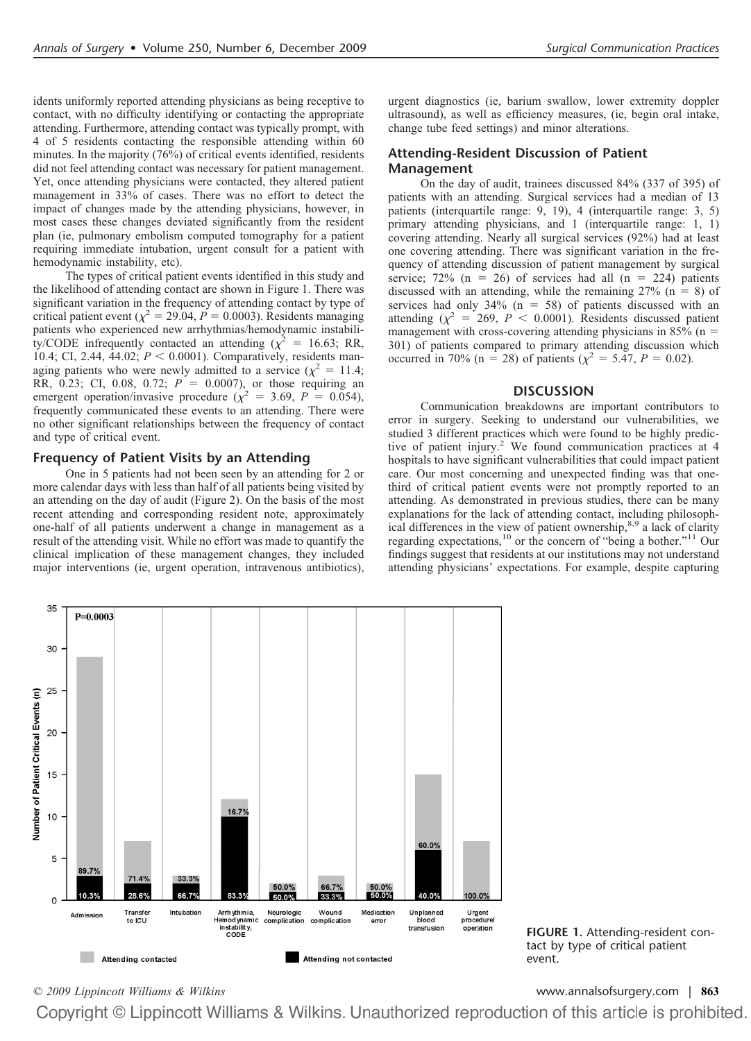idents uniformly reported attending physicians as being receptive to contact, with no difficulty identifying or contacting the appropriate attending. Furthermore, attending contact was typically prompt, with 4 of 5 residents contacting the responsible attending within 60 minutes. In the majority (76%) of critical events identified, residents did not feel attending contact was necessary for patient management. Yet, once attending physicians were contacted, they altered patient management in 33% of cases. There was no effort to detect the impact of changes made by the attending physicians, however, in most cases these changes deviated significantly from the resident plan (ie, pulmonary embolism computed tomography for a patient requiring immediate intubation, urgent consult for a patient with hemodynamic instability, etc).

The types of critical patient events identified in this study and the likelihood of attending contact are shown in Figure 1. There was significant variation in the frequency of attending contact by type of critical patient event ($\chi^2 = 29.04$, $P = 0.0003$). Residents managing patients who experienced new arrhythmias/hemodynamic instability/CODE infrequently contacted an attending ($\chi^2 = 16.63$; RR, 10.4; CI, 2.44, 44.02; $P < 0.0001$). Comparatively, residents managing patients who were newly admitted to a service ($\chi^2 = 11.4$; RR, 0.23; CI, 0.08, 0.72; $P = 0.0007$), or those requiring an emergent operation/invasive procedure ($\chi^2 = 3.69$, $P = 0.054$), frequently communicated these events to an attending. There were no other significant relationships between the frequency of contact and type of critical event.

### Frequency of Patient Visits by an Attending

One in 5 patients had not been seen by an attending for 2 or more calendar days with less than half of all patients being visited by an attending on the day of audit (Figure 2). On the basis of the most recent attending and corresponding resident note, approximately one-half of all patients underwent a change in management as a result of the attending visit. While no effort was made to quantify the clinical implication of these management changes, they included major interventions (ie, urgent operation, intravenous antibiotics), urgent diagnostics (ie, barium swallow, lower extremity doppler ultrasound), as well as efficiency measures, (ie, begin oral intake, change tube feed settings) and minor alterations.

### Attending-Resident Discussion of Patient Management

On the day of audit, trainees discussed 84% (337 of 395) of patients with an attending. Surgical services had a median of 13 patients (interquartile range: 9, 19), 4 (interquartile range: 3, 5) primary attending physicians, and 1 (interquartile range: 1, 1) covering attending. Nearly all surgical services (92%) had at least one covering attending. There was significant variation in the frequency of attending discussion of patient management by surgical service; 72% (n = 26) of services had all (n = 224) patients discussed with an attending, while the remaining 27% (n = 8) of services had only 34% (n = 58) of patients discussed with an attending ($\chi^2 = 269$, $P < 0.0001$). Residents discussed patient management with cross-covering attending physicians in 85% (n = 301) of patients compared to primary attending discussion which occurred in 70% (n = 28) of patients ($\chi^2 = 5.47$, $P = 0.02$).

## DISCUSSION

Communication breakdowns are important contributors to error in surgery. Seeking to understand our vulnerabilities, we studied 3 different practices which were found to be highly predictive of patient injury.[2] We found communication practices at 4 hospitals to have significant vulnerabilities that could impact patient care. Our most concerning and unexpected finding was that one-third of critical patient events were not promptly reported to an attending. As demonstrated in previous studies, there can be many explanations for the lack of attending contact, including philosophical differences in the view of patient ownership,[8,9] a lack of clarity regarding expectations,[10] or the concern of "being a bother."[11] Our findings suggest that residents at our institutions may not understand attending physicians' expectations. For example, despite capturing

FIGURE 1. Attending-resident contact by type of critical patient event.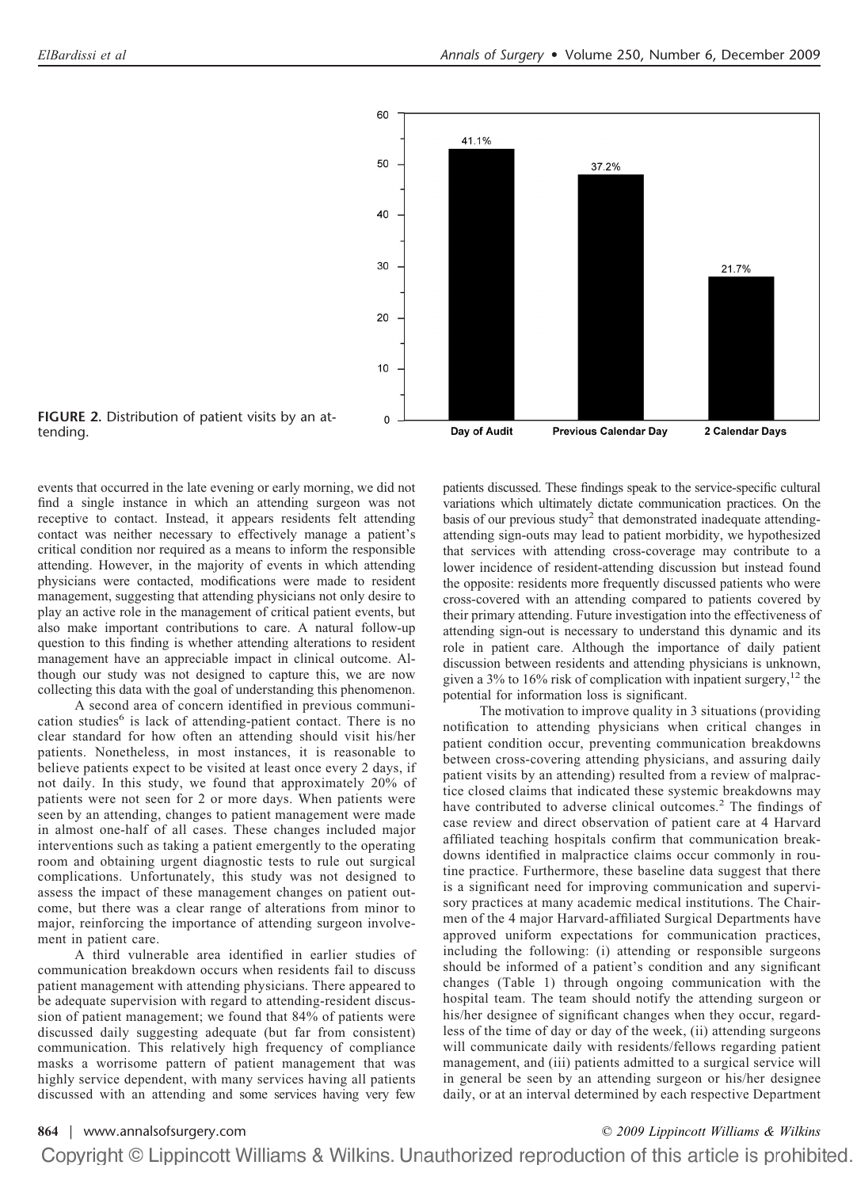FIGURE 2. Distribution of patient visits by an attending.

events that occurred in the late evening or early morning, we did not find a single instance in which an attending surgeon was not receptive to contact. Instead, it appears residents felt attending contact was neither necessary to effectively manage a patient's critical condition nor required as a means to inform the responsible attending. However, in the majority of events in which attending physicians were contacted, modifications were made to resident management, suggesting that attending physicians not only desire to play an active role in the management of critical patient events, but also make important contributions to care. A natural follow-up question to this finding is whether attending alterations to resident management have an appreciable impact in clinical outcome. Although our study was not designed to capture this, we are now collecting this data with the goal of understanding this phenomenon.

A second area of concern identified in previous communication studies[6] is lack of attending-patient contact. There is no clear standard for how often an attending should visit his/her patients. Nonetheless, in most instances, it is reasonable to believe patients expect to be visited at least once every 2 days, if not daily. In this study, we found that approximately 20% of patients were not seen for 2 or more days. When patients were seen by an attending, changes to patient management were made in almost one-half of all cases. These changes included major interventions such as taking a patient emergently to the operating room and obtaining urgent diagnostic tests to rule out surgical complications. Unfortunately, this study was not designed to assess the impact of these management changes on patient outcome, but there was a clear range of alterations from minor to major, reinforcing the importance of attending surgeon involvement in patient care.

A third vulnerable area identified in earlier studies of communication breakdown occurs when residents fail to discuss patient management with attending physicians. There appeared to be adequate supervision with regard to attending-resident discussion of patient management; we found that 84% of patients were discussed daily suggesting adequate (but far from consistent) communication. This relatively high frequency of compliance masks a worrisome pattern of patient management that was highly service dependent, with many services having all patients discussed with an attending and some services having very few patients discussed. These findings speak to the service-specific cultural variations which ultimately dictate communication practices. On the basis of our previous study[2] that demonstrated inadequate attending-attending sign-outs may lead to patient morbidity, we hypothesized that services with attending cross-coverage may contribute to a lower incidence of resident-attending discussion but instead found the opposite: residents more frequently discussed patients who were cross-covered with an attending compared to patients covered by their primary attending. Future investigation into the effectiveness of attending sign-out is necessary to understand this dynamic and its role in patient care. Although the importance of daily patient discussion between residents and attending physicians is unknown, given a 3% to 16% risk of complication with inpatient surgery,[12] the potential for information loss is significant.

The motivation to improve quality in 3 situations (providing notification to attending physicians when critical changes in patient condition occur, preventing communication breakdowns between cross-covering attending physicians, and assuring daily patient visits by an attending) resulted from a review of malpractice closed claims that indicated these systemic breakdowns may have contributed to adverse clinical outcomes.[2] The findings of case review and direct observation of patient care at 4 Harvard affiliated teaching hospitals confirm that communication breakdowns identified in malpractice claims occur commonly in routine practice. Furthermore, these baseline data suggest that there is a significant need for improving communication and supervisory practices at many academic medical institutions. The Chairmen of the 4 major Harvard-affiliated Surgical Departments have approved uniform expectations for communication practices, including the following: (i) attending or responsible surgeons should be informed of a patient's condition and any significant changes (Table 1) through ongoing communication with the hospital team. The team should notify the attending surgeon or his/her designee of significant changes when they occur, regardless of the time of day or day of the week, (ii) attending surgeons will communicate daily with residents/fellows regarding patient management, and (iii) patients admitted to a surgical service will in general be seen by an attending surgeon or his/her designee daily, or at an interval determined by each respective Department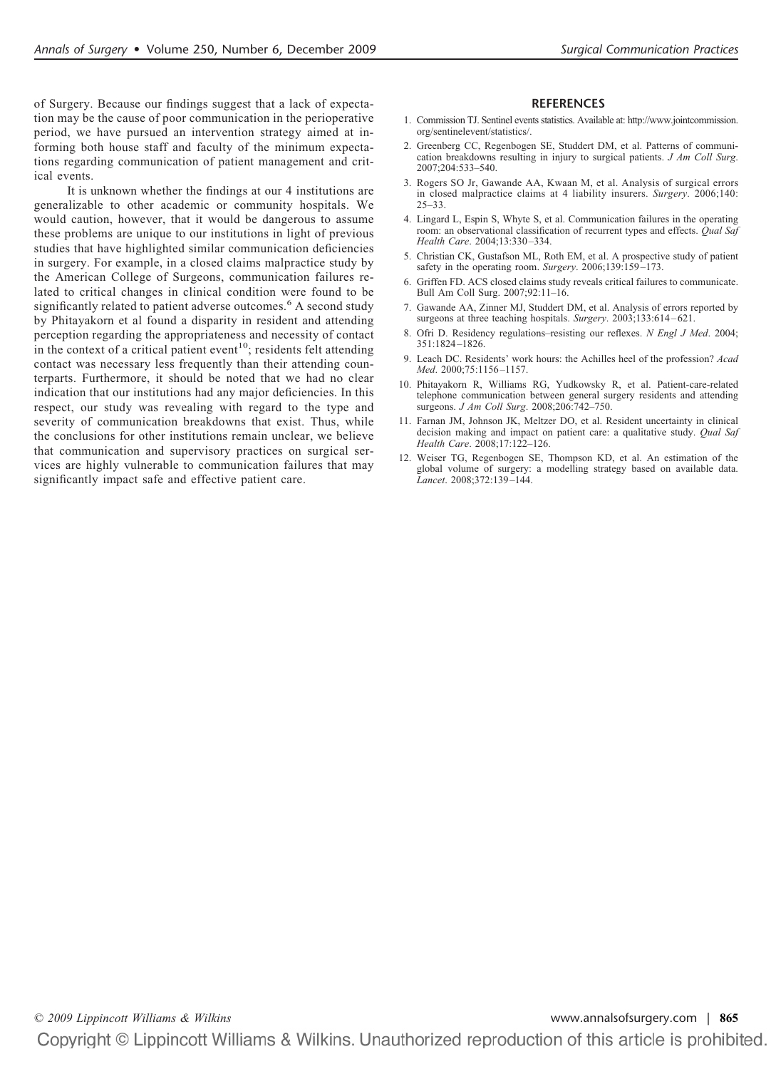of Surgery. Because our findings suggest that a lack of expectation may be the cause of poor communication in the perioperative period, we have pursued an intervention strategy aimed at informing both house staff and faculty of the minimum expectations regarding communication of patient management and critical events.

It is unknown whether the findings at our 4 institutions are generalizable to other academic or community hospitals. We would caution, however, that it would be dangerous to assume these problems are unique to our institutions in light of previous studies that have highlighted similar communication deficiencies in surgery. For example, in a closed claims malpractice study by the American College of Surgeons, communication failures related to critical changes in clinical condition were found to be significantly related to patient adverse outcomes.[6] A second study by Phitayakorn et al found a disparity in resident and attending perception regarding the appropriateness and necessity of contact in the context of a critical patient event[10]; residents felt attending contact was necessary less frequently than their attending counterparts. Furthermore, it should be noted that we had no clear indication that our institutions had any major deficiencies. In this respect, our study was revealing with regard to the type and severity of communication breakdowns that exist. Thus, while the conclusions for other institutions remain unclear, we believe that communication and supervisory practices on surgical services are highly vulnerable to communication failures that may significantly impact safe and effective patient care.

## REFERENCES

1. Commission TJ. Sentinel events statistics. Available at: http://www.jointcommission.org/sentinelevent/statistics/.
2. Greenberg CC, Regenbogen SE, Studdert DM, et al. Patterns of communication breakdowns resulting in injury to surgical patients. *J Am Coll Surg*. 2007;204:533–540.
3. Rogers SO Jr, Gawande AA, Kwaan M, et al. Analysis of surgical errors in closed malpractice claims at 4 liability insurers. *Surgery*. 2006;140:25–33.
4. Lingard L, Espin S, Whyte S, et al. Communication failures in the operating room: an observational classification of recurrent types and effects. *Qual Saf Health Care*. 2004;13:330–334.
5. Christian CK, Gustafson ML, Roth EM, et al. A prospective study of patient safety in the operating room. *Surgery*. 2006;139:159–173.
6. Griffen FD. ACS closed claims study reveals critical failures to communicate. Bull Am Coll Surg. 2007;92:11–16.
7. Gawande AA, Zinner MJ, Studdert DM, et al. Analysis of errors reported by surgeons at three teaching hospitals. *Surgery*. 2003;133:614–621.
8. Ofri D. Residency regulations–resisting our reflexes. *N Engl J Med*. 2004;351:1824–1826.
9. Leach DC. Residents' work hours: the Achilles heel of the profession? *Acad Med*. 2000;75:1156–1157.
10. Phitayakorn R, Williams RG, Yudkowsky R, et al. Patient-care-related telephone communication between general surgery residents and attending surgeons. *J Am Coll Surg*. 2008;206:742–750.
11. Farnan JM, Johnson JK, Meltzer DO, et al. Resident uncertainty in clinical decision making and impact on patient care: a qualitative study. *Qual Saf Health Care*. 2008;17:122–126.
12. Weiser TG, Regenbogen SE, Thompson KD, et al. An estimation of the global volume of surgery: a modelling strategy based on available data. *Lancet*. 2008;372:139–144.